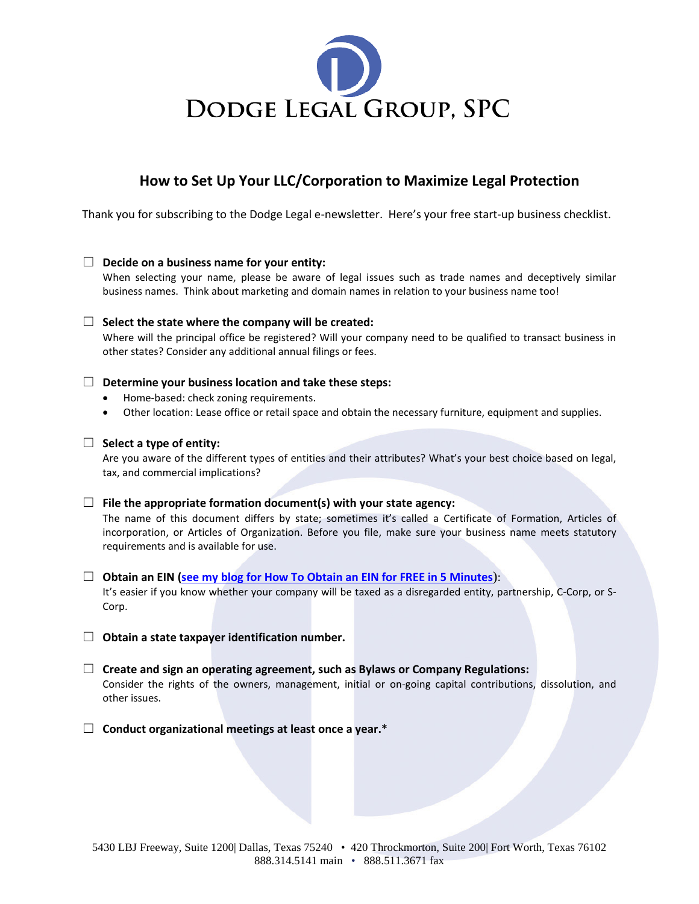# DODGE LEGAL GROUP, SPC

## How to Set Up Your LLC/Corporation to Maximize Legal Protection

Thank you for subscribing to the Dodge Legal e-newsletter. Here's your free start-up business checklist.

☐ **Decide on a business name for your entity:**
When selecting your name, please be aware of legal issues such as trade names and deceptively similar business names. Think about marketing and domain names in relation to your business name too!

☐ **Select the state where the company will be created:**
Where will the principal office be registered? Will your company need to be qualified to transact business in other states? Consider any additional annual filings or fees.

☐ **Determine your business location and take these steps:**
- Home-based: check zoning requirements.
- Other location: Lease office or retail space and obtain the necessary furniture, equipment and supplies.

☐ **Select a type of entity:**
Are you aware of the different types of entities and their attributes? What's your best choice based on legal, tax, and commercial implications?

☐ **File the appropriate formation document(s) with your state agency:**
The name of this document differs by state; sometimes it's called a Certificate of Formation, Articles of incorporation, or Articles of Organization. Before you file, make sure your business name meets statutory requirements and is available for use.

☐ **Obtain an EIN (see my blog for How To Obtain an EIN for FREE in 5 Minutes):**
It's easier if you know whether your company will be taxed as a disregarded entity, partnership, C-Corp, or S-Corp.

☐ **Obtain a state taxpayer identification number.**

☐ **Create and sign an operating agreement, such as Bylaws or Company Regulations:**
Consider the rights of the owners, management, initial or on-going capital contributions, dissolution, and other issues.

☐ **Conduct organizational meetings at least once a year.***

5430 LBJ Freeway, Suite 1200| Dallas, Texas 75240 • 420 Throckmorton, Suite 200| Fort Worth, Texas 76102
888.314.5141 main • 888.511.3671 fax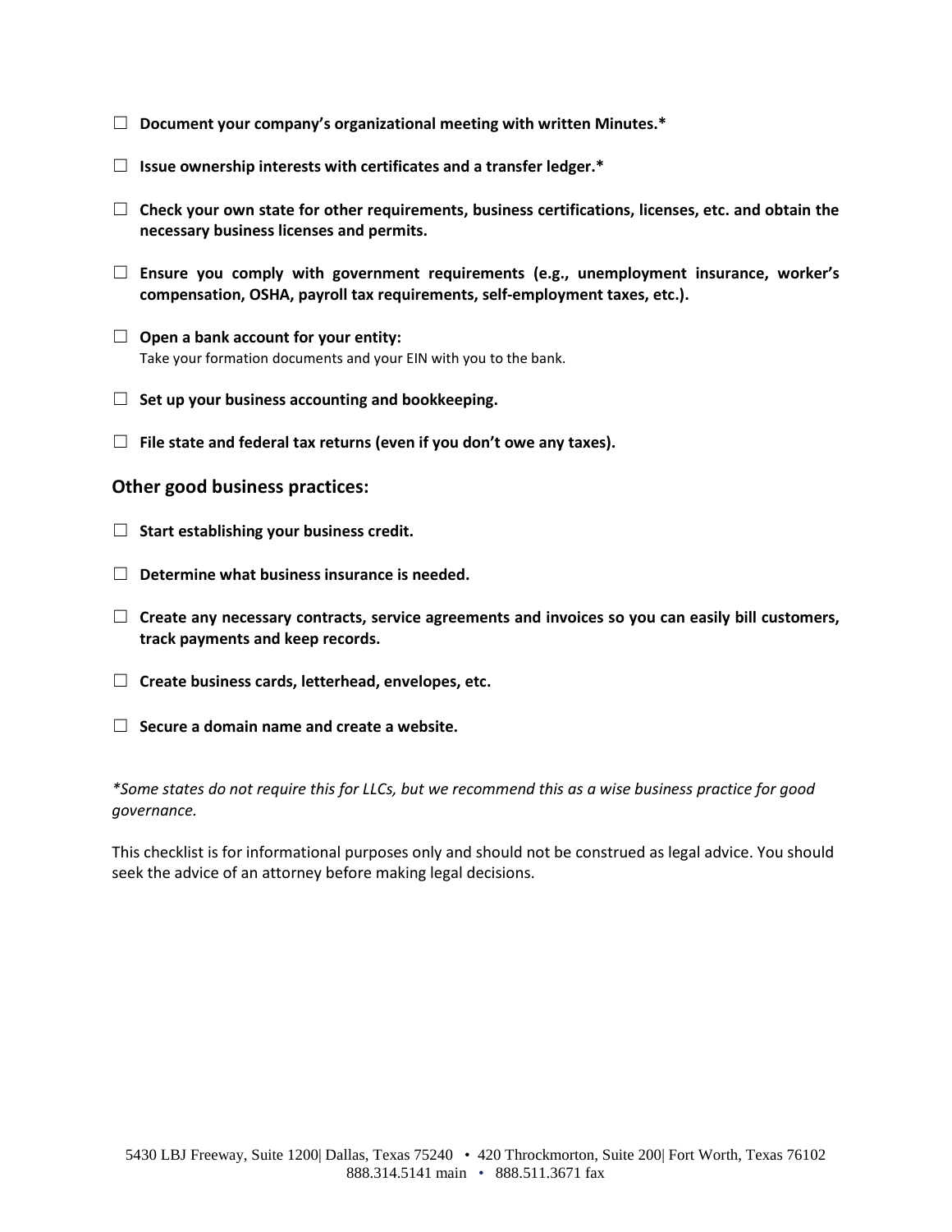☐ **Document your company's organizational meeting with written Minutes.***

☐ **Issue ownership interests with certificates and a transfer ledger.***

☐ **Check your own state for other requirements, business certifications, licenses, etc. and obtain the necessary business licenses and permits.**

☐ **Ensure you comply with government requirements (e.g., unemployment insurance, worker's compensation, OSHA, payroll tax requirements, self-employment taxes, etc.).**

☐ **Open a bank account for your entity:**
Take your formation documents and your EIN with you to the bank.

☐ **Set up your business accounting and bookkeeping.**

☐ **File state and federal tax returns (even if you don't owe any taxes).**

## Other good business practices:

☐ **Start establishing your business credit.**

☐ **Determine what business insurance is needed.**

☐ **Create any necessary contracts, service agreements and invoices so you can easily bill customers, track payments and keep records.**

☐ **Create business cards, letterhead, envelopes, etc.**

☐ **Secure a domain name and create a website.**

*\*Some states do not require this for LLCs, but we recommend this as a wise business practice for good governance.*

This checklist is for informational purposes only and should not be construed as legal advice. You should seek the advice of an attorney before making legal decisions.

5430 LBJ Freeway, Suite 1200| Dallas, Texas 75240 • 420 Throckmorton, Suite 200| Fort Worth, Texas 76102
888.314.5141 main • 888.511.3671 fax